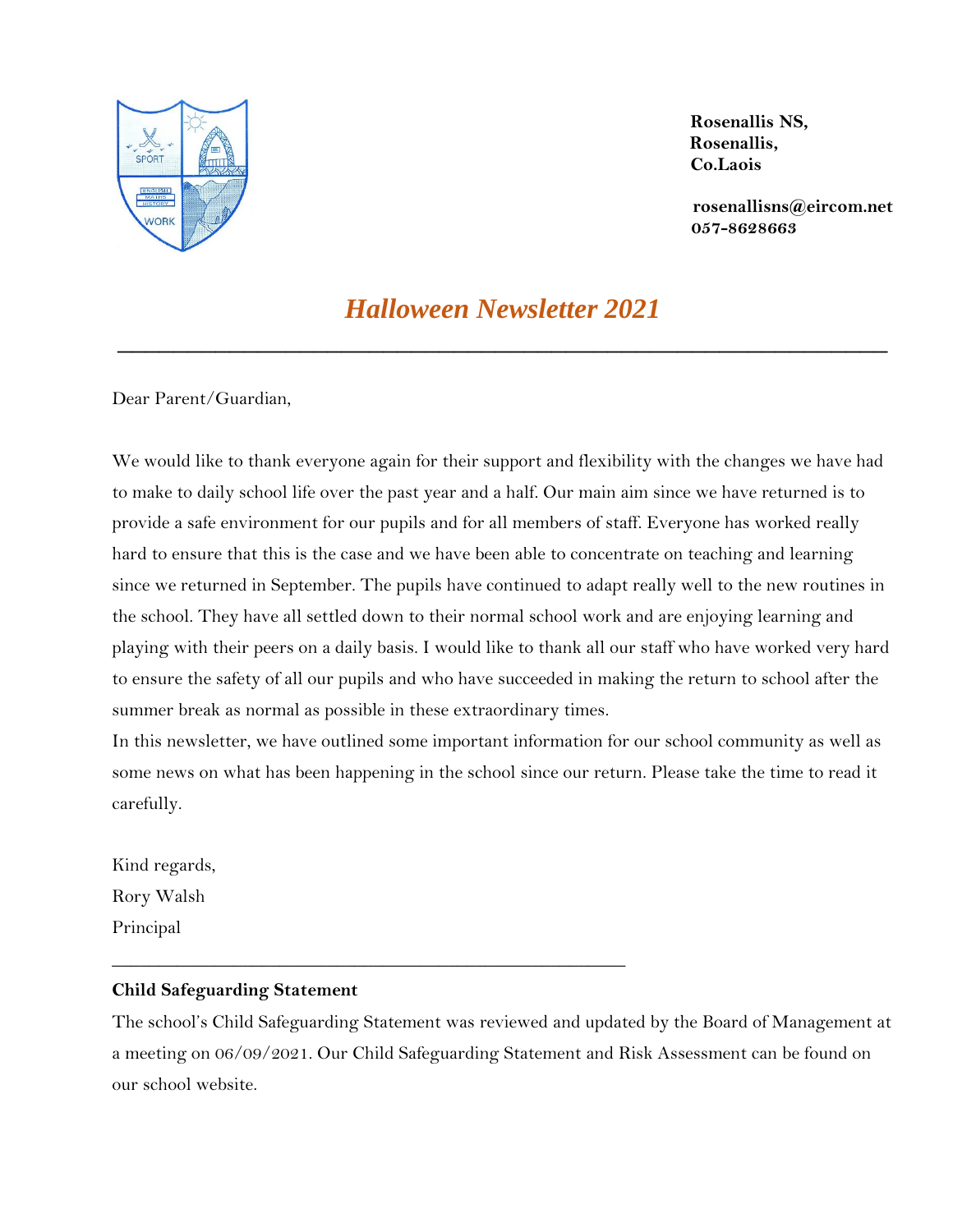**Rosenallis NS,**
**Rosenallis,**
**Co.Laois**

**rosenallisns@eircom.net**
**057-8628663**

# *Halloween Newsletter 2021*

---

Dear Parent/Guardian,

We would like to thank everyone again for their support and flexibility with the changes we have had to make to daily school life over the past year and a half. Our main aim since we have returned is to provide a safe environment for our pupils and for all members of staff. Everyone has worked really hard to ensure that this is the case and we have been able to concentrate on teaching and learning since we returned in September. The pupils have continued to adapt really well to the new routines in the school. They have all settled down to their normal school work and are enjoying learning and playing with their peers on a daily basis. I would like to thank all our staff who have worked very hard to ensure the safety of all our pupils and who have succeeded in making the return to school after the summer break as normal as possible in these extraordinary times.

In this newsletter, we have outlined some important information for our school community as well as some news on what has been happening in the school since our return. Please take the time to read it carefully.

Kind regards,
Rory Walsh
Principal

---

**Child Safeguarding Statement**

The school's Child Safeguarding Statement was reviewed and updated by the Board of Management at a meeting on 06/09/2021. Our Child Safeguarding Statement and Risk Assessment can be found on our school website.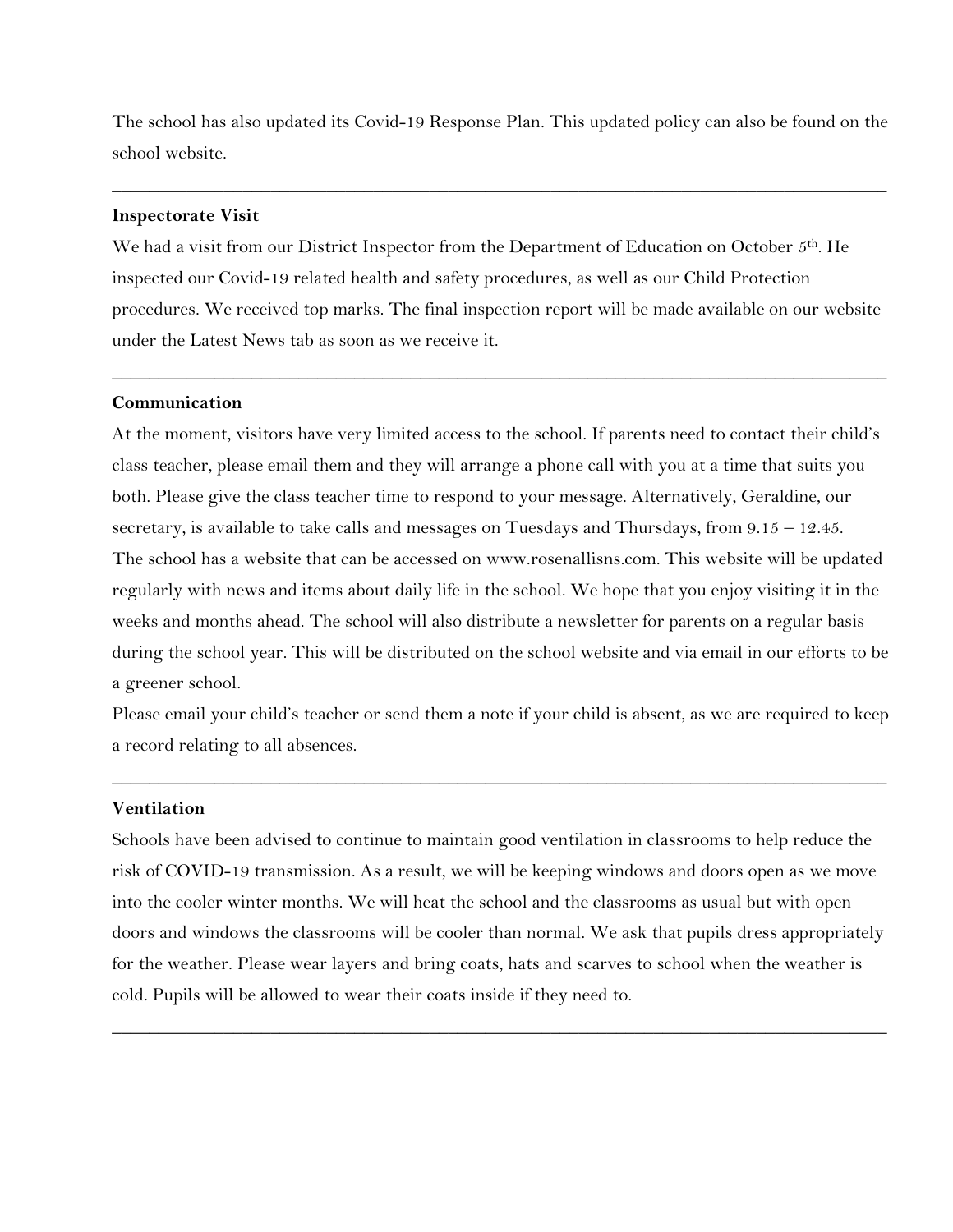The school has also updated its Covid-19 Response Plan. This updated policy can also be found on the school website.

---

**Inspectorate Visit**

We had a visit from our District Inspector from the Department of Education on October 5th. He inspected our Covid-19 related health and safety procedures, as well as our Child Protection procedures. We received top marks. The final inspection report will be made available on our website under the Latest News tab as soon as we receive it.

---

**Communication**

At the moment, visitors have very limited access to the school. If parents need to contact their child's class teacher, please email them and they will arrange a phone call with you at a time that suits you both. Please give the class teacher time to respond to your message. Alternatively, Geraldine, our secretary, is available to take calls and messages on Tuesdays and Thursdays, from 9.15 – 12.45.

The school has a website that can be accessed on www.rosenallisns.com. This website will be updated regularly with news and items about daily life in the school. We hope that you enjoy visiting it in the weeks and months ahead. The school will also distribute a newsletter for parents on a regular basis during the school year. This will be distributed on the school website and via email in our efforts to be a greener school.

Please email your child's teacher or send them a note if your child is absent, as we are required to keep a record relating to all absences.

---

**Ventilation**

Schools have been advised to continue to maintain good ventilation in classrooms to help reduce the risk of COVID-19 transmission. As a result, we will be keeping windows and doors open as we move into the cooler winter months. We will heat the school and the classrooms as usual but with open doors and windows the classrooms will be cooler than normal. We ask that pupils dress appropriately for the weather. Please wear layers and bring coats, hats and scarves to school when the weather is cold. Pupils will be allowed to wear their coats inside if they need to.

---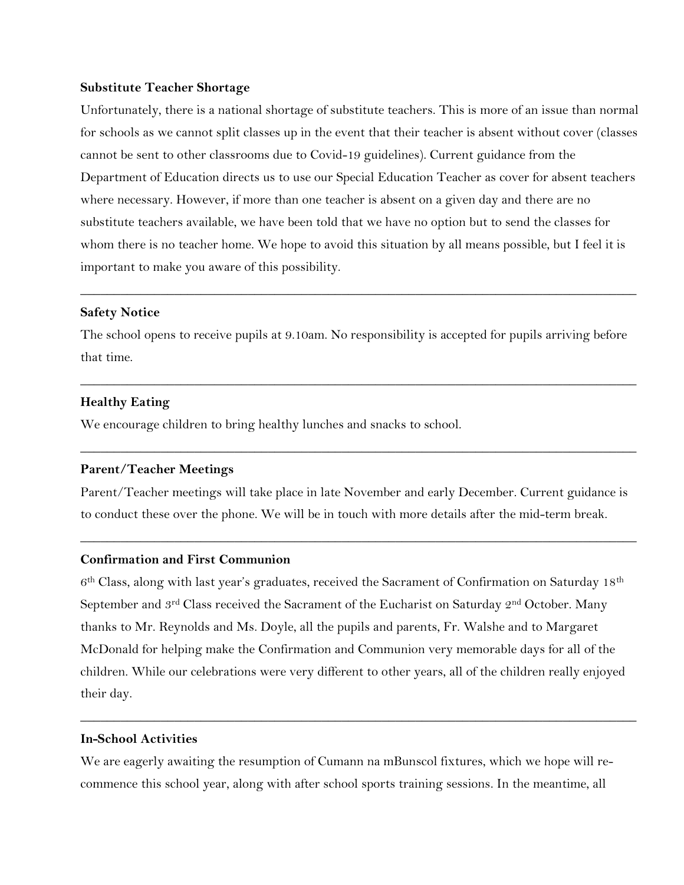**Substitute Teacher Shortage**

Unfortunately, there is a national shortage of substitute teachers. This is more of an issue than normal for schools as we cannot split classes up in the event that their teacher is absent without cover (classes cannot be sent to other classrooms due to Covid-19 guidelines). Current guidance from the Department of Education directs us to use our Special Education Teacher as cover for absent teachers where necessary. However, if more than one teacher is absent on a given day and there are no substitute teachers available, we have been told that we have no option but to send the classes for whom there is no teacher home. We hope to avoid this situation by all means possible, but I feel it is important to make you aware of this possibility.

---

**Safety Notice**

The school opens to receive pupils at 9.10am. No responsibility is accepted for pupils arriving before that time.

---

**Healthy Eating**

We encourage children to bring healthy lunches and snacks to school.

---

**Parent/Teacher Meetings**

Parent/Teacher meetings will take place in late November and early December. Current guidance is to conduct these over the phone. We will be in touch with more details after the mid-term break.

---

**Confirmation and First Communion**

6th Class, along with last year's graduates, received the Sacrament of Confirmation on Saturday 18th September and 3rd Class received the Sacrament of the Eucharist on Saturday 2nd October. Many thanks to Mr. Reynolds and Ms. Doyle, all the pupils and parents, Fr. Walshe and to Margaret McDonald for helping make the Confirmation and Communion very memorable days for all of the children. While our celebrations were very different to other years, all of the children really enjoyed their day.

---

**In-School Activities**

We are eagerly awaiting the resumption of Cumann na mBunscol fixtures, which we hope will re-commence this school year, along with after school sports training sessions. In the meantime, all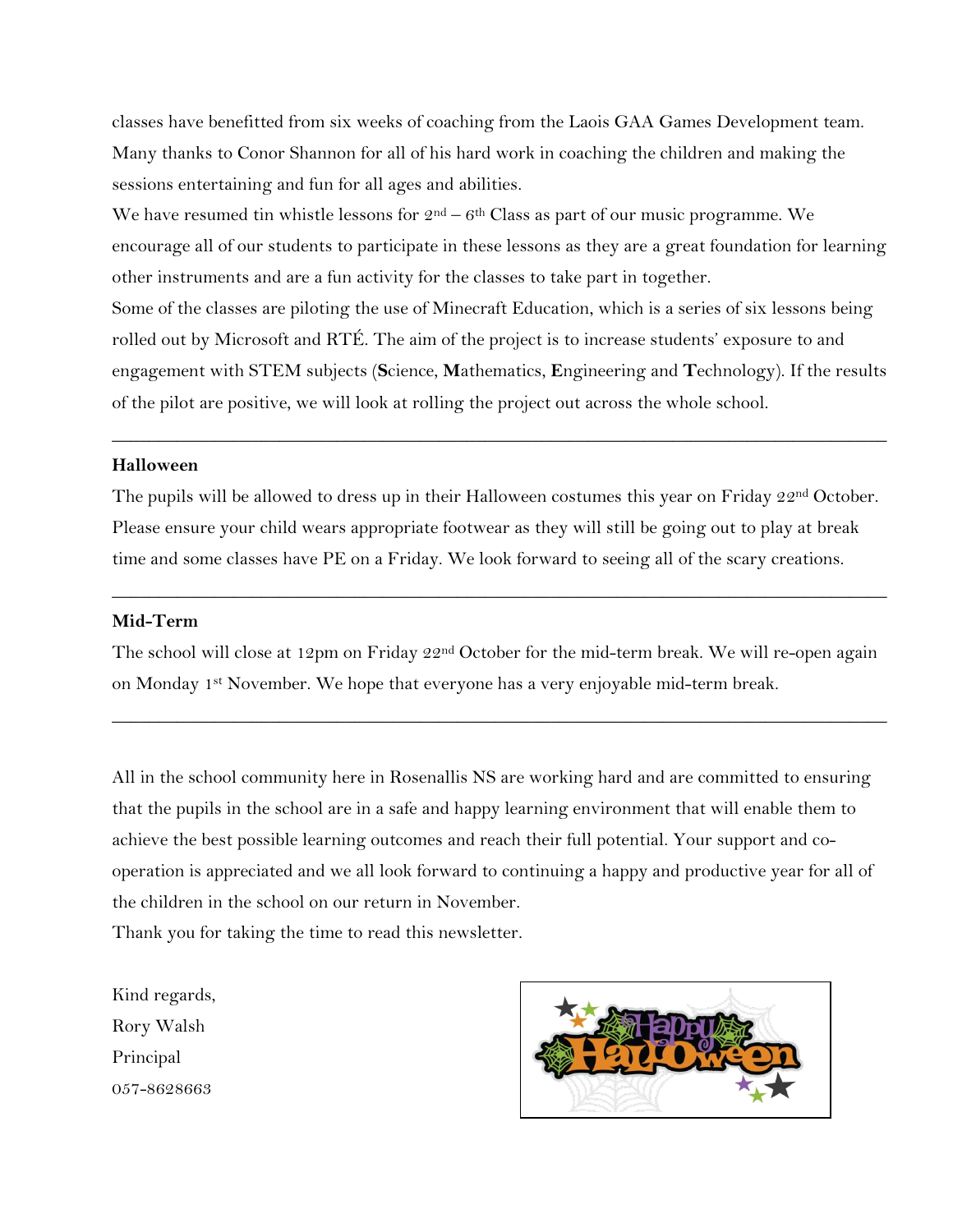classes have benefitted from six weeks of coaching from the Laois GAA Games Development team. Many thanks to Conor Shannon for all of his hard work in coaching the children and making the sessions entertaining and fun for all ages and abilities.

We have resumed tin whistle lessons for 2nd – 6th Class as part of our music programme. We encourage all of our students to participate in these lessons as they are a great foundation for learning other instruments and are a fun activity for the classes to take part in together.

Some of the classes are piloting the use of Minecraft Education, which is a series of six lessons being rolled out by Microsoft and RTÉ. The aim of the project is to increase students' exposure to and engagement with STEM subjects (**S**cience, **M**athematics, **E**ngineering and **T**echnology). If the results of the pilot are positive, we will look at rolling the project out across the whole school.

---

**Halloween**

The pupils will be allowed to dress up in their Halloween costumes this year on Friday 22nd October. Please ensure your child wears appropriate footwear as they will still be going out to play at break time and some classes have PE on a Friday. We look forward to seeing all of the scary creations.

---

**Mid-Term**

The school will close at 12pm on Friday 22nd October for the mid-term break. We will re-open again on Monday 1st November. We hope that everyone has a very enjoyable mid-term break.

---

All in the school community here in Rosenallis NS are working hard and are committed to ensuring that the pupils in the school are in a safe and happy learning environment that will enable them to achieve the best possible learning outcomes and reach their full potential. Your support and co-operation is appreciated and we all look forward to continuing a happy and productive year for all of the children in the school on our return in November.

Thank you for taking the time to read this newsletter.

Kind regards,
Rory Walsh
Principal
057-8628663